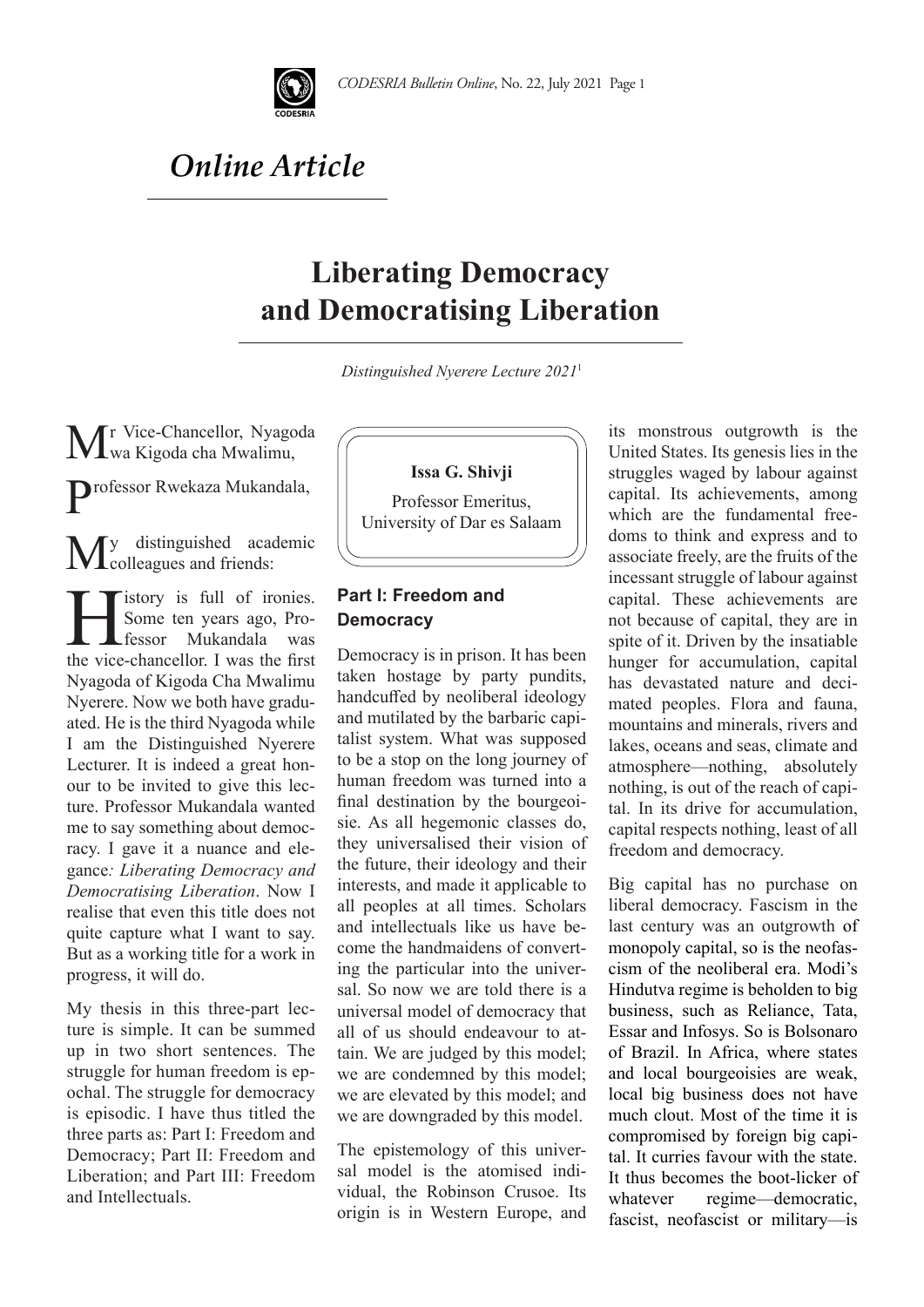*Online Article*

# Liberating Democracy and Democratising Liberation

*Distinguished Nyerere Lecture 2021*[1]

**Issa G. Shivji**

Professor Emeritus,
University of Dar es Salaam

Mr Vice-Chancellor, Nyagoda wa Kigoda cha Mwalimu,

Professor Rwekaza Mukandala,

My distinguished academic colleagues and friends:

History is full of ironies. Some ten years ago, Professor Mukandala was the vice-chancellor. I was the first Nyagoda of Kigoda Cha Mwalimu Nyerere. Now we both have graduated. He is the third Nyagoda while I am the Distinguished Nyerere Lecturer. It is indeed a great honour to be invited to give this lecture. Professor Mukandala wanted me to say something about democracy. I gave it a nuance and elegance*: Liberating Democracy and Democratising Liberation*. Now I realise that even this title does not quite capture what I want to say. But as a working title for a work in progress, it will do.

My thesis in this three-part lecture is simple. It can be summed up in two short sentences. The struggle for human freedom is epochal. The struggle for democracy is episodic. I have thus titled the three parts as: Part I: Freedom and Democracy; Part II: Freedom and Liberation; and Part III: Freedom and Intellectuals.

## Part I: Freedom and Democracy

Democracy is in prison. It has been taken hostage by party pundits, handcuffed by neoliberal ideology and mutilated by the barbaric capitalist system. What was supposed to be a stop on the long journey of human freedom was turned into a final destination by the bourgeoisie. As all hegemonic classes do, they universalised their vision of the future, their ideology and their interests, and made it applicable to all peoples at all times. Scholars and intellectuals like us have become the handmaidens of converting the particular into the universal. So now we are told there is a universal model of democracy that all of us should endeavour to attain. We are judged by this model; we are condemned by this model; we are elevated by this model; and we are downgraded by this model.

The epistemology of this universal model is the atomised individual, the Robinson Crusoe. Its origin is in Western Europe, and its monstrous outgrowth is the United States. Its genesis lies in the struggles waged by labour against capital. Its achievements, among which are the fundamental freedoms to think and express and to associate freely, are the fruits of the incessant struggle of labour against capital. These achievements are not because of capital, they are in spite of it. Driven by the insatiable hunger for accumulation, capital has devastated nature and decimated peoples. Flora and fauna, mountains and minerals, rivers and lakes, oceans and seas, climate and atmosphere—nothing, absolutely nothing, is out of the reach of capital. In its drive for accumulation, capital respects nothing, least of all freedom and democracy.

Big capital has no purchase on liberal democracy. Fascism in the last century was an outgrowth of monopoly capital, so is the neofascism of the neoliberal era. Modi's Hindutva regime is beholden to big business, such as Reliance, Tata, Essar and Infosys. So is Bolsonaro of Brazil. In Africa, where states and local bourgeoisies are weak, local big business does not have much clout. Most of the time it is compromised by foreign big capital. It curries favour with the state. It thus becomes the boot-licker of whatever regime—democratic, fascist, neofascist or military—is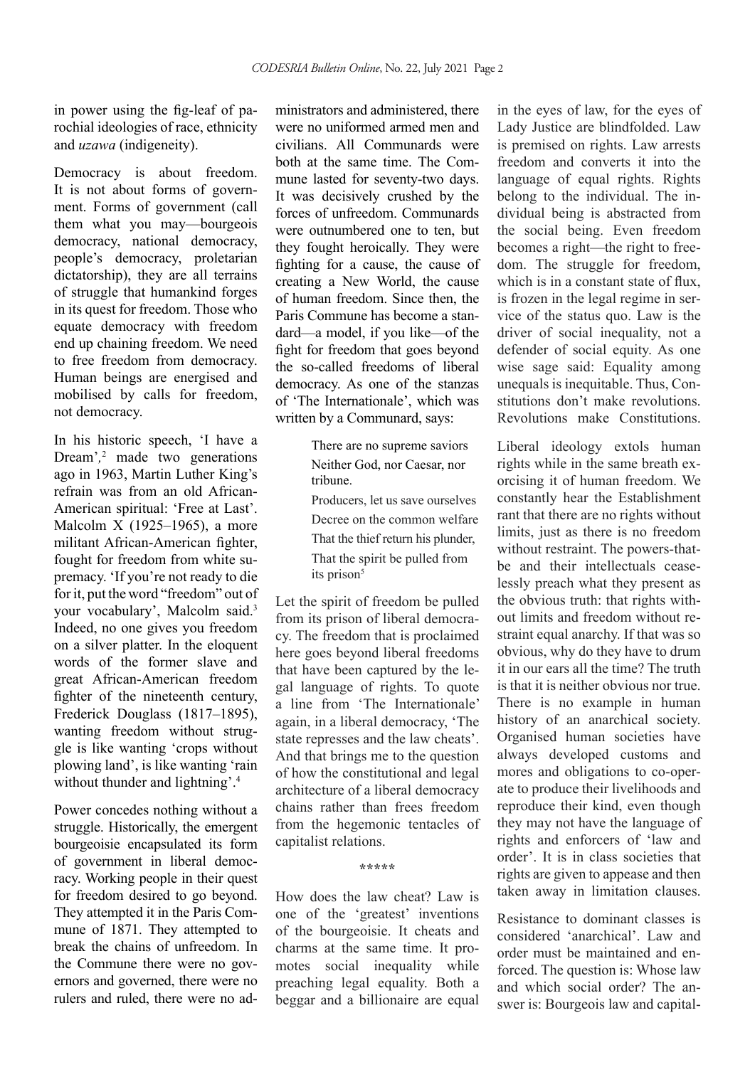in power using the fig-leaf of parochial ideologies of race, ethnicity and *uzawa* (indigeneity).

Democracy is about freedom. It is not about forms of government. Forms of government (call them what you may—bourgeois democracy, national democracy, people's democracy, proletarian dictatorship), they are all terrains of struggle that humankind forges in its quest for freedom. Those who equate democracy with freedom end up chaining freedom. We need to free freedom from democracy. Human beings are energised and mobilised by calls for freedom, not democracy.

In his historic speech, 'I have a Dream',[2] made two generations ago in 1963, Martin Luther King's refrain was from an old African-American spiritual: 'Free at Last'. Malcolm X (1925–1965), a more militant African-American fighter, fought for freedom from white supremacy. 'If you're not ready to die for it, put the word "freedom" out of your vocabulary', Malcolm said.[3] Indeed, no one gives you freedom on a silver platter. In the eloquent words of the former slave and great African-American freedom fighter of the nineteenth century, Frederick Douglass (1817–1895), wanting freedom without struggle is like wanting 'crops without plowing land', is like wanting 'rain without thunder and lightning'.[4]

Power concedes nothing without a struggle. Historically, the emergent bourgeoisie encapsulated its form of government in liberal democracy. Working people in their quest for freedom desired to go beyond. They attempted it in the Paris Commune of 1871. They attempted to break the chains of unfreedom. In the Commune there were no governors and governed, there were no rulers and ruled, there were no administrators and administered, there were no uniformed armed men and civilians. All Communards were both at the same time. The Commune lasted for seventy-two days. It was decisively crushed by the forces of unfreedom. Communards were outnumbered one to ten, but they fought heroically. They were fighting for a cause, the cause of creating a New World, the cause of human freedom. Since then, the Paris Commune has become a standard—a model, if you like—of the fight for freedom that goes beyond the so-called freedoms of liberal democracy. As one of the stanzas of 'The Internationale', which was written by a Communard, says:

> There are no supreme saviors
> Neither God, nor Caesar, nor tribune.
> Producers, let us save ourselves
> Decree on the common welfare
> That the thief return his plunder,
> That the spirit be pulled from its prison[5]

Let the spirit of freedom be pulled from its prison of liberal democracy. The freedom that is proclaimed here goes beyond liberal freedoms that have been captured by the legal language of rights. To quote a line from 'The Internationale' again, in a liberal democracy, 'The state represses and the law cheats'. And that brings me to the question of how the constitutional and legal architecture of a liberal democracy chains rather than frees freedom from the hegemonic tentacles of capitalist relations.

\*\*\*\*\*

How does the law cheat? Law is one of the 'greatest' inventions of the bourgeoisie. It cheats and charms at the same time. It promotes social inequality while preaching legal equality. Both a beggar and a billionaire are equal in the eyes of law, for the eyes of Lady Justice are blindfolded. Law is premised on rights. Law arrests freedom and converts it into the language of equal rights. Rights belong to the individual. The individual being is abstracted from the social being. Even freedom becomes a right—the right to freedom. The struggle for freedom, which is in a constant state of flux, is frozen in the legal regime in service of the status quo. Law is the driver of social inequality, not a defender of social equity. As one wise sage said: Equality among unequals is inequitable. Thus, Constitutions don't make revolutions. Revolutions make Constitutions.

Liberal ideology extols human rights while in the same breath exorcising it of human freedom. We constantly hear the Establishment rant that there are no rights without limits, just as there is no freedom without restraint. The powers-that-be and their intellectuals ceaselessly preach what they present as the obvious truth: that rights without limits and freedom without restraint equal anarchy. If that was so obvious, why do they have to drum it in our ears all the time? The truth is that it is neither obvious nor true. There is no example in human history of an anarchical society. Organised human societies have always developed customs and mores and obligations to co-operate to produce their livelihoods and reproduce their kind, even though they may not have the language of rights and enforcers of 'law and order'. It is in class societies that rights are given to appease and then taken away in limitation clauses.

Resistance to dominant classes is considered 'anarchical'. Law and order must be maintained and enforced. The question is: Whose law and which social order? The answer is: Bourgeois law and capital-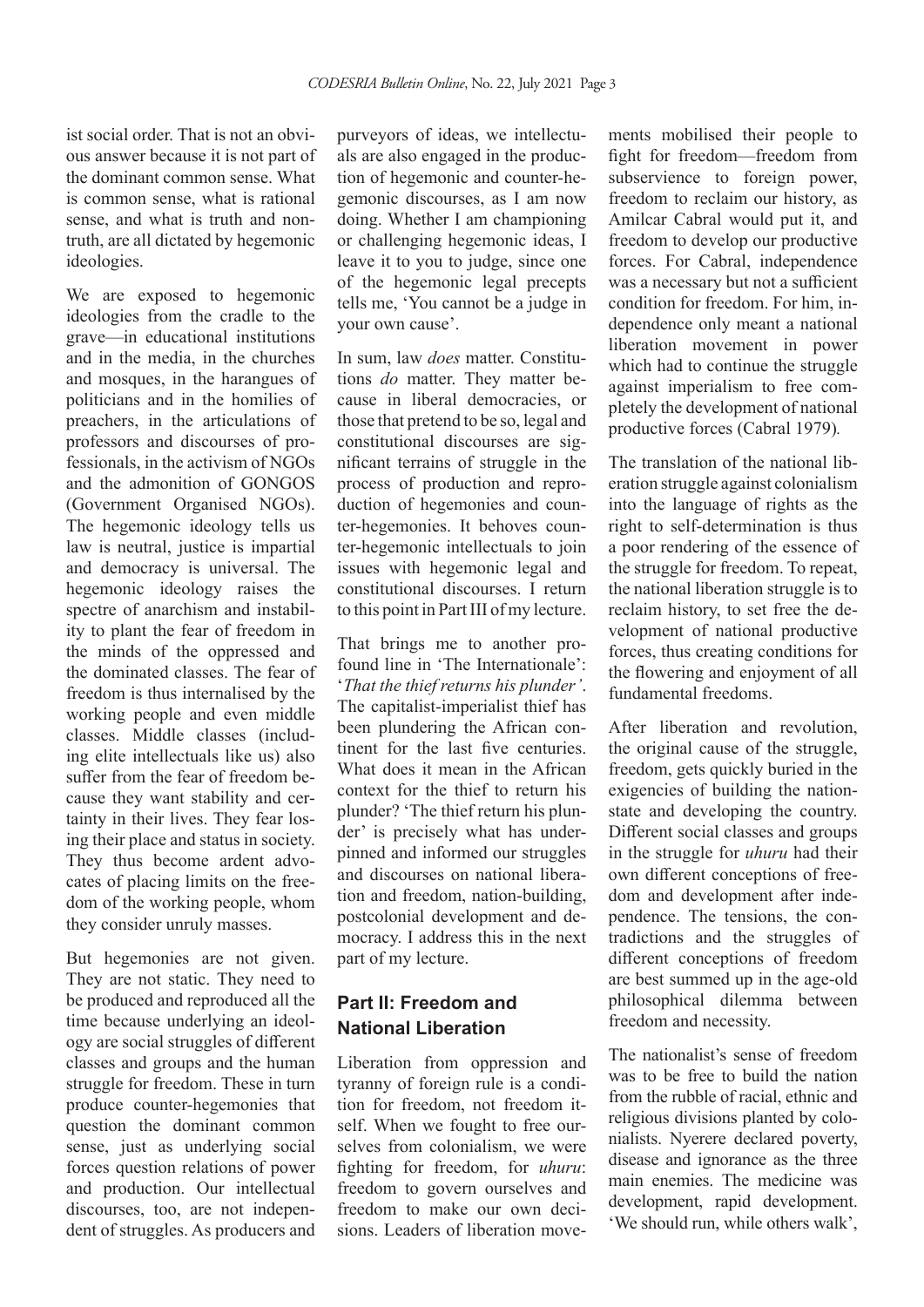ist social order. That is not an obvious answer because it is not part of the dominant common sense. What is common sense, what is rational sense, and what is truth and non-truth, are all dictated by hegemonic ideologies.

We are exposed to hegemonic ideologies from the cradle to the grave—in educational institutions and in the media, in the churches and mosques, in the harangues of politicians and in the homilies of preachers, in the articulations of professors and discourses of professionals, in the activism of NGOs and the admonition of GONGOS (Government Organised NGOs). The hegemonic ideology tells us law is neutral, justice is impartial and democracy is universal. The hegemonic ideology raises the spectre of anarchism and instability to plant the fear of freedom in the minds of the oppressed and the dominated classes. The fear of freedom is thus internalised by the working people and even middle classes. Middle classes (including elite intellectuals like us) also suffer from the fear of freedom because they want stability and certainty in their lives. They fear losing their place and status in society. They thus become ardent advocates of placing limits on the freedom of the working people, whom they consider unruly masses.

But hegemonies are not given. They are not static. They need to be produced and reproduced all the time because underlying an ideology are social struggles of different classes and groups and the human struggle for freedom. These in turn produce counter-hegemonies that question the dominant common sense, just as underlying social forces question relations of power and production. Our intellectual discourses, too, are not independent of struggles. As producers and purveyors of ideas, we intellectuals are also engaged in the production of hegemonic and counter-hegemonic discourses, as I am now doing. Whether I am championing or challenging hegemonic ideas, I leave it to you to judge, since one of the hegemonic legal precepts tells me, 'You cannot be a judge in your own cause'.

In sum, law *does* matter. Constitutions *do* matter. They matter because in liberal democracies, or those that pretend to be so, legal and constitutional discourses are significant terrains of struggle in the process of production and reproduction of hegemonies and counter-hegemonies. It behoves counter-hegemonic intellectuals to join issues with hegemonic legal and constitutional discourses. I return to this point in Part III of my lecture.

That brings me to another profound line in 'The Internationale': '*That the thief returns his plunder'*. The capitalist-imperialist thief has been plundering the African continent for the last five centuries. What does it mean in the African context for the thief to return his plunder? 'The thief return his plunder' is precisely what has underpinned and informed our struggles and discourses on national liberation and freedom, nation-building, postcolonial development and democracy. I address this in the next part of my lecture.

## Part II: Freedom and National Liberation

Liberation from oppression and tyranny of foreign rule is a condition for freedom, not freedom itself. When we fought to free ourselves from colonialism, we were fighting for freedom, for *uhuru*: freedom to govern ourselves and freedom to make our own decisions. Leaders of liberation movements mobilised their people to fight for freedom—freedom from subservience to foreign power, freedom to reclaim our history, as Amilcar Cabral would put it, and freedom to develop our productive forces. For Cabral, independence was a necessary but not a sufficient condition for freedom. For him, independence only meant a national liberation movement in power which had to continue the struggle against imperialism to free completely the development of national productive forces (Cabral 1979).

The translation of the national liberation struggle against colonialism into the language of rights as the right to self-determination is thus a poor rendering of the essence of the struggle for freedom. To repeat, the national liberation struggle is to reclaim history, to set free the development of national productive forces, thus creating conditions for the flowering and enjoyment of all fundamental freedoms.

After liberation and revolution, the original cause of the struggle, freedom, gets quickly buried in the exigencies of building the nation-state and developing the country. Different social classes and groups in the struggle for *uhuru* had their own different conceptions of freedom and development after independence. The tensions, the contradictions and the struggles of different conceptions of freedom are best summed up in the age-old philosophical dilemma between freedom and necessity.

The nationalist's sense of freedom was to be free to build the nation from the rubble of racial, ethnic and religious divisions planted by colonialists. Nyerere declared poverty, disease and ignorance as the three main enemies. The medicine was development, rapid development. 'We should run, while others walk',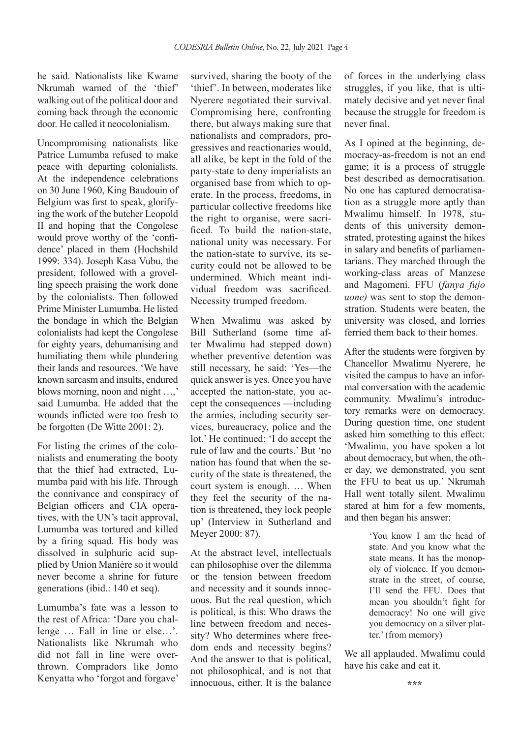he said. Nationalists like Kwame Nkrumah warned of the 'thief' walking out of the political door and coming back through the economic door. He called it neocolonialism.

Uncompromising nationalists like Patrice Lumumba refused to make peace with departing colonialists. At the independence celebrations on 30 June 1960, King Baudouin of Belgium was first to speak, glorifying the work of the butcher Leopold II and hoping that the Congolese would prove worthy of the 'confidence' placed in them (Hochshild 1999: 334). Joseph Kasa Vubu, the president, followed with a grovelling speech praising the work done by the colonialists. Then followed Prime Minister Lumumba. He listed the bondage in which the Belgian colonialists had kept the Congolese for eighty years, dehumanising and humiliating them while plundering their lands and resources. 'We have known sarcasm and insults, endured blows morning, noon and night …,' said Lumumba. He added that the wounds inflicted were too fresh to be forgotten (De Witte 2001: 2).

For listing the crimes of the colonialists and enumerating the booty that the thief had extracted, Lumumba paid with his life. Through the connivance and conspiracy of Belgian officers and CIA operatives, with the UN's tacit approval, Lumumba was tortured and killed by a firing squad. His body was dissolved in sulphuric acid supplied by Union Manière so it would never become a shrine for future generations (ibid.: 140 et seq).

Lumumba's fate was a lesson to the rest of Africa: 'Dare you challenge … Fall in line or else…'. Nationalists like Nkrumah who did not fall in line were overthrown. Compradors like Jomo Kenyatta who 'forgot and forgave' survived, sharing the booty of the 'thief'. In between, moderates like Nyerere negotiated their survival. Compromising here, confronting there, but always making sure that nationalists and compradors, progressives and reactionaries would, all alike, be kept in the fold of the party-state to deny imperialists an organised base from which to operate. In the process, freedoms, in particular collective freedoms like the right to organise, were sacrificed. To build the nation-state, national unity was necessary. For the nation-state to survive, its security could not be allowed to be undermined. Which meant individual freedom was sacrificed. Necessity trumped freedom.

When Mwalimu was asked by Bill Sutherland (some time after Mwalimu had stepped down) whether preventive detention was still necessary, he said: 'Yes—the quick answer is yes. Once you have accepted the nation-state, you accept the consequences —including the armies, including security services, bureaucracy, police and the lot.' He continued: 'I do accept the rule of law and the courts.' But 'no nation has found that when the security of the state is threatened, the court system is enough. … When they feel the security of the nation is threatened, they lock people up' (Interview in Sutherland and Meyer 2000: 87).

At the abstract level, intellectuals can philosophise over the dilemma or the tension between freedom and necessity and it sounds innocuous. But the real question, which is political, is this: Who draws the line between freedom and necessity? Who determines where freedom ends and necessity begins? And the answer to that is political, not philosophical, and is not that innocuous, either. It is the balance of forces in the underlying class struggles, if you like, that is ultimately decisive and yet never final because the struggle for freedom is never final.

As I opined at the beginning, democracy-as-freedom is not an end game; it is a process of struggle best described as democratisation. No one has captured democratisation as a struggle more aptly than Mwalimu himself. In 1978, students of this university demonstrated, protesting against the hikes in salary and benefits of parliamentarians. They marched through the working-class areas of Manzese and Magomeni. FFU (*fanya fujo uone)* was sent to stop the demonstration. Students were beaten, the university was closed, and lorries ferried them back to their homes.

After the students were forgiven by Chancellor Mwalimu Nyerere, he visited the campus to have an informal conversation with the academic community. Mwalimu's introductory remarks were on democracy. During question time, one student asked him something to this effect: 'Mwalimu, you have spoken a lot about democracy, but when, the other day, we demonstrated, you sent the FFU to beat us up.' Nkrumah Hall went totally silent. Mwalimu stared at him for a few moments, and then began his answer:

> 'You know I am the head of state. And you know what the state means. It has the monopoly of violence. If you demonstrate in the street, of course, I'll send the FFU. Does that mean you shouldn't fight for democracy! No one will give you democracy on a silver platter.' (from memory)

We all applauded. Mwalimu could have his cake and eat it.

\*\*\*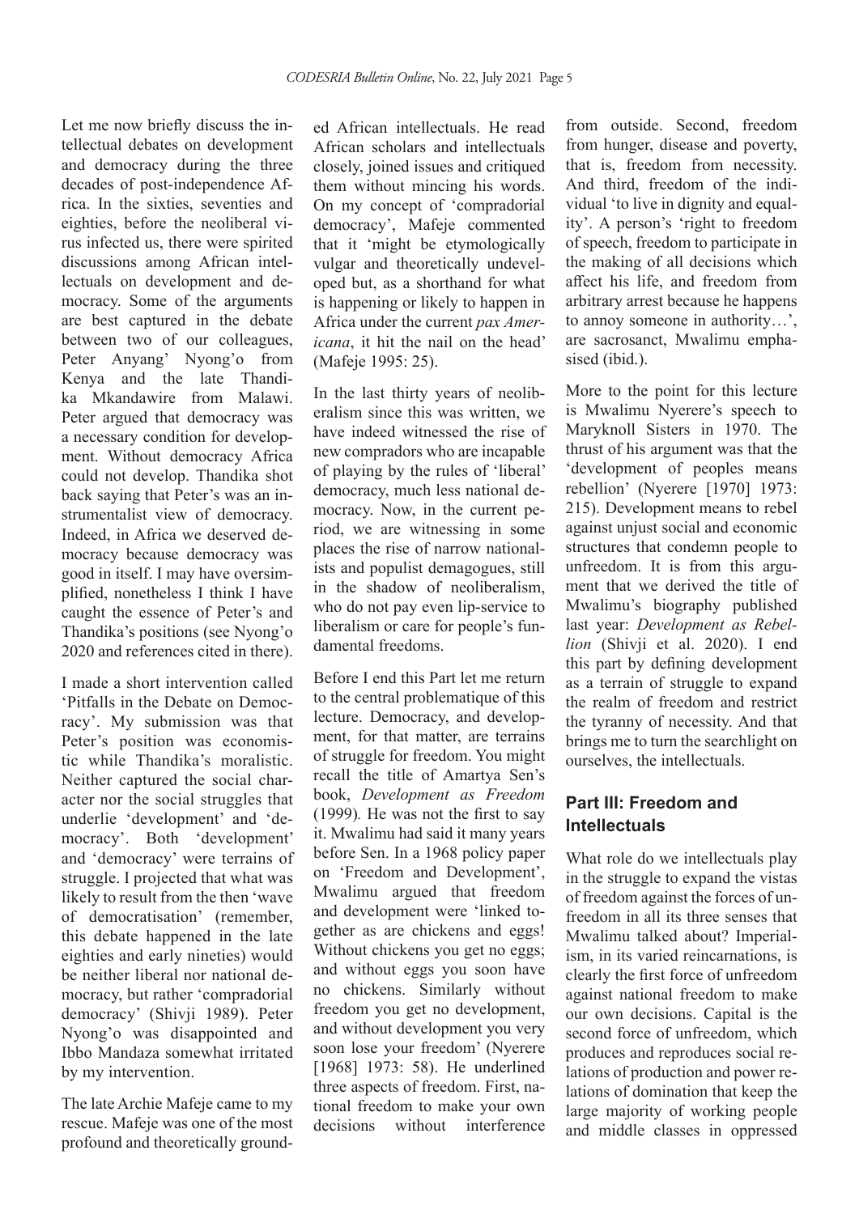Let me now briefly discuss the intellectual debates on development and democracy during the three decades of post-independence Africa. In the sixties, seventies and eighties, before the neoliberal virus infected us, there were spirited discussions among African intellectuals on development and democracy. Some of the arguments are best captured in the debate between two of our colleagues, Peter Anyang' Nyong'o from Kenya and the late Thandika Mkandawire from Malawi. Peter argued that democracy was a necessary condition for development. Without democracy Africa could not develop. Thandika shot back saying that Peter's was an instrumentalist view of democracy. Indeed, in Africa we deserved democracy because democracy was good in itself. I may have oversimplified, nonetheless I think I have caught the essence of Peter's and Thandika's positions (see Nyong'o 2020 and references cited in there).

I made a short intervention called 'Pitfalls in the Debate on Democracy'. My submission was that Peter's position was economistic while Thandika's moralistic. Neither captured the social character nor the social struggles that underlie 'development' and 'democracy'. Both 'development' and 'democracy' were terrains of struggle. I projected that what was likely to result from the then 'wave of democratisation' (remember, this debate happened in the late eighties and early nineties) would be neither liberal nor national democracy, but rather 'compradorial democracy' (Shivji 1989). Peter Nyong'o was disappointed and Ibbo Mandaza somewhat irritated by my intervention.

The late Archie Mafeje came to my rescue. Mafeje was one of the most profound and theoretically grounded African intellectuals. He read African scholars and intellectuals closely, joined issues and critiqued them without mincing his words. On my concept of 'compradorial democracy', Mafeje commented that it 'might be etymologically vulgar and theoretically undeveloped but, as a shorthand for what is happening or likely to happen in Africa under the current *pax Americana*, it hit the nail on the head' (Mafeje 1995: 25).

In the last thirty years of neoliberalism since this was written, we have indeed witnessed the rise of new compradors who are incapable of playing by the rules of 'liberal' democracy, much less national democracy. Now, in the current period, we are witnessing in some places the rise of narrow nationalists and populist demagogues, still in the shadow of neoliberalism, who do not pay even lip-service to liberalism or care for people's fundamental freedoms.

Before I end this Part let me return to the central problematique of this lecture. Democracy, and development, for that matter, are terrains of struggle for freedom. You might recall the title of Amartya Sen's book, *Development as Freedom* (1999)*.* He was not the first to say it. Mwalimu had said it many years before Sen. In a 1968 policy paper on 'Freedom and Development', Mwalimu argued that freedom and development were 'linked together as are chickens and eggs! Without chickens you get no eggs; and without eggs you soon have no chickens. Similarly without freedom you get no development, and without development you very soon lose your freedom' (Nyerere [1968] 1973: 58). He underlined three aspects of freedom. First, national freedom to make your own decisions without interference from outside. Second, freedom from hunger, disease and poverty, that is, freedom from necessity. And third, freedom of the individual 'to live in dignity and equality'. A person's 'right to freedom of speech, freedom to participate in the making of all decisions which affect his life, and freedom from arbitrary arrest because he happens to annoy someone in authority…', are sacrosanct, Mwalimu emphasised (ibid.).

More to the point for this lecture is Mwalimu Nyerere's speech to Maryknoll Sisters in 1970. The thrust of his argument was that the 'development of peoples means rebellion' (Nyerere [1970] 1973: 215). Development means to rebel against unjust social and economic structures that condemn people to unfreedom. It is from this argument that we derived the title of Mwalimu's biography published last year: *Development as Rebellion* (Shivji et al. 2020). I end this part by defining development as a terrain of struggle to expand the realm of freedom and restrict the tyranny of necessity. And that brings me to turn the searchlight on ourselves, the intellectuals.

## Part III: Freedom and Intellectuals

What role do we intellectuals play in the struggle to expand the vistas of freedom against the forces of unfreedom in all its three senses that Mwalimu talked about? Imperialism, in its varied reincarnations, is clearly the first force of unfreedom against national freedom to make our own decisions. Capital is the second force of unfreedom, which produces and reproduces social relations of production and power relations of domination that keep the large majority of working people and middle classes in oppressed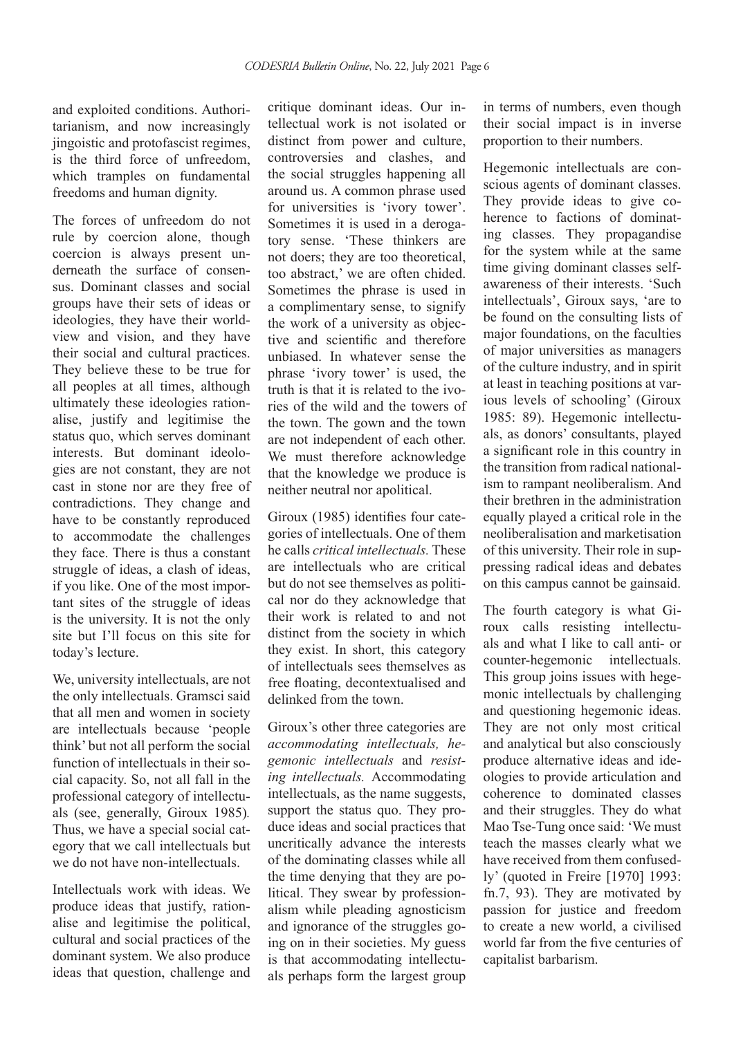and exploited conditions. Authoritarianism, and now increasingly jingoistic and protofascist regimes, is the third force of unfreedom, which tramples on fundamental freedoms and human dignity.

The forces of unfreedom do not rule by coercion alone, though coercion is always present underneath the surface of consensus. Dominant classes and social groups have their sets of ideas or ideologies, they have their worldview and vision, and they have their social and cultural practices. They believe these to be true for all peoples at all times, although ultimately these ideologies rationalise, justify and legitimise the status quo, which serves dominant interests. But dominant ideologies are not constant, they are not cast in stone nor are they free of contradictions. They change and have to be constantly reproduced to accommodate the challenges they face. There is thus a constant struggle of ideas, a clash of ideas, if you like. One of the most important sites of the struggle of ideas is the university. It is not the only site but I'll focus on this site for today's lecture.

We, university intellectuals, are not the only intellectuals. Gramsci said that all men and women in society are intellectuals because 'people think' but not all perform the social function of intellectuals in their social capacity. So, not all fall in the professional category of intellectuals (see, generally, Giroux 1985). Thus, we have a special social category that we call intellectuals but we do not have non-intellectuals.

Intellectuals work with ideas. We produce ideas that justify, rationalise and legitimise the political, cultural and social practices of the dominant system. We also produce ideas that question, challenge and critique dominant ideas. Our intellectual work is not isolated or distinct from power and culture, controversies and clashes, and the social struggles happening all around us. A common phrase used for universities is 'ivory tower'. Sometimes it is used in a derogatory sense. 'These thinkers are not doers; they are too theoretical, too abstract,' we are often chided. Sometimes the phrase is used in a complimentary sense, to signify the work of a university as objective and scientific and therefore unbiased. In whatever sense the phrase 'ivory tower' is used, the truth is that it is related to the ivories of the wild and the towers of the town. The gown and the town are not independent of each other. We must therefore acknowledge that the knowledge we produce is neither neutral nor apolitical.

Giroux (1985) identifies four categories of intellectuals. One of them he calls *critical intellectuals.* These are intellectuals who are critical but do not see themselves as political nor do they acknowledge that their work is related to and not distinct from the society in which they exist. In short, this category of intellectuals sees themselves as free floating, decontextualised and delinked from the town.

Giroux's other three categories are *accommodating intellectuals, hegemonic intellectuals* and *resisting intellectuals.* Accommodating intellectuals, as the name suggests, support the status quo. They produce ideas and social practices that uncritically advance the interests of the dominating classes while all the time denying that they are political. They swear by professionalism while pleading agnosticism and ignorance of the struggles going on in their societies. My guess is that accommodating intellectuals perhaps form the largest group in terms of numbers, even though their social impact is in inverse proportion to their numbers.

Hegemonic intellectuals are conscious agents of dominant classes. They provide ideas to give coherence to factions of dominating classes. They propagandise for the system while at the same time giving dominant classes self-awareness of their interests. 'Such intellectuals', Giroux says, 'are to be found on the consulting lists of major foundations, on the faculties of major universities as managers of the culture industry, and in spirit at least in teaching positions at various levels of schooling' (Giroux 1985: 89). Hegemonic intellectuals, as donors' consultants, played a significant role in this country in the transition from radical nationalism to rampant neoliberalism. And their brethren in the administration equally played a critical role in the neoliberalisation and marketisation of this university. Their role in suppressing radical ideas and debates on this campus cannot be gainsaid.

The fourth category is what Giroux calls resisting intellectuals and what I like to call anti- or counter-hegemonic intellectuals. This group joins issues with hegemonic intellectuals by challenging and questioning hegemonic ideas. They are not only most critical and analytical but also consciously produce alternative ideas and ideologies to provide articulation and coherence to dominated classes and their struggles. They do what Mao Tse-Tung once said: 'We must teach the masses clearly what we have received from them confusedly' (quoted in Freire [1970] 1993: fn.7, 93). They are motivated by passion for justice and freedom to create a new world, a civilised world far from the five centuries of capitalist barbarism.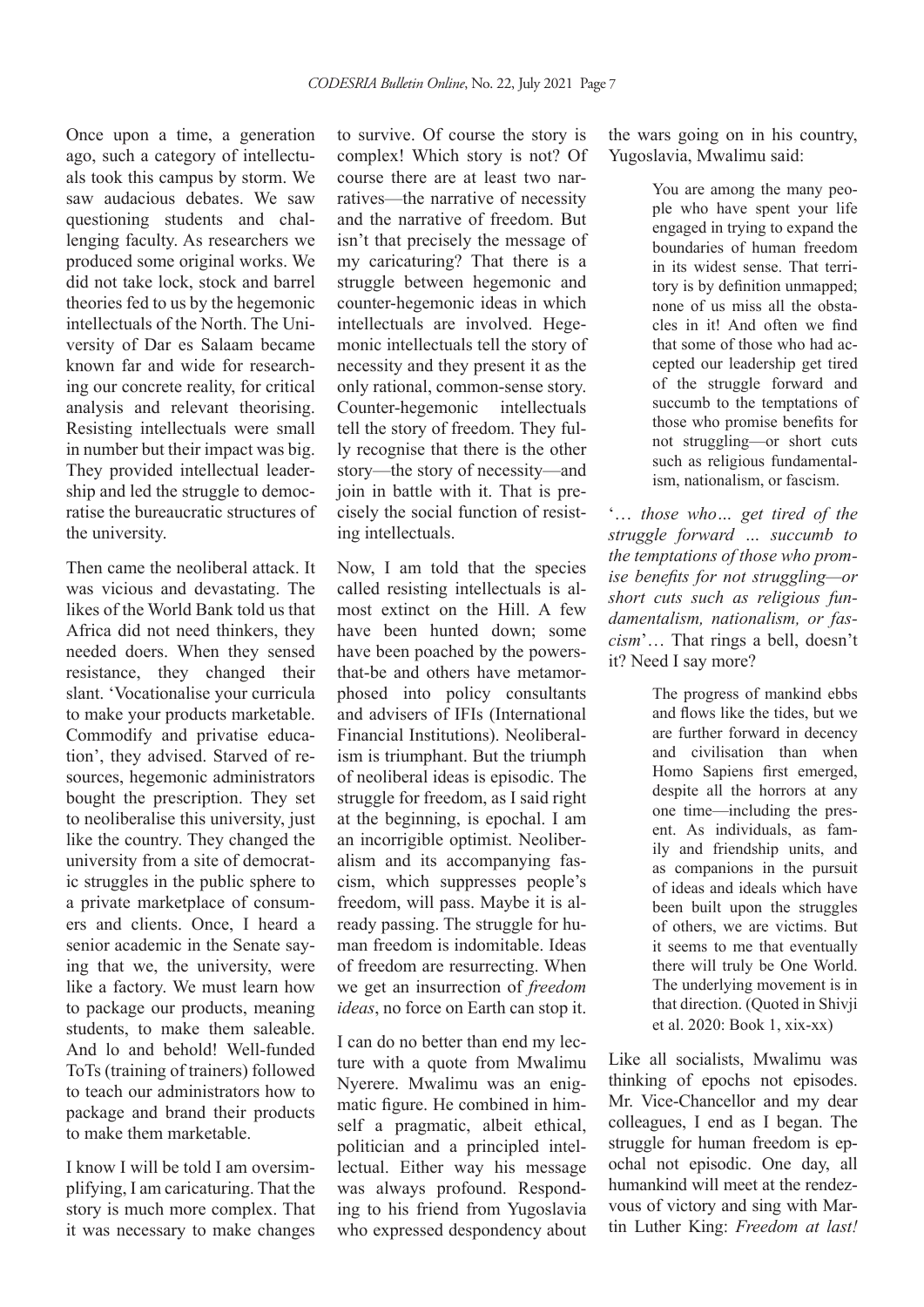Once upon a time, a generation ago, such a category of intellectuals took this campus by storm. We saw audacious debates. We saw questioning students and challenging faculty. As researchers we produced some original works. We did not take lock, stock and barrel theories fed to us by the hegemonic intellectuals of the North. The University of Dar es Salaam became known far and wide for researching our concrete reality, for critical analysis and relevant theorising. Resisting intellectuals were small in number but their impact was big. They provided intellectual leadership and led the struggle to democratise the bureaucratic structures of the university.

Then came the neoliberal attack. It was vicious and devastating. The likes of the World Bank told us that Africa did not need thinkers, they needed doers. When they sensed resistance, they changed their slant. 'Vocationalise your curricula to make your products marketable. Commodify and privatise education', they advised. Starved of resources, hegemonic administrators bought the prescription. They set to neoliberalise this university, just like the country. They changed the university from a site of democratic struggles in the public sphere to a private marketplace of consumers and clients. Once, I heard a senior academic in the Senate saying that we, the university, were like a factory. We must learn how to package our products, meaning students, to make them saleable. And lo and behold! Well-funded ToTs (training of trainers) followed to teach our administrators how to package and brand their products to make them marketable.

I know I will be told I am oversimplifying, I am caricaturing. That the story is much more complex. That it was necessary to make changes to survive. Of course the story is complex! Which story is not? Of course there are at least two narratives—the narrative of necessity and the narrative of freedom. But isn't that precisely the message of my caricaturing? That there is a struggle between hegemonic and counter-hegemonic ideas in which intellectuals are involved. Hegemonic intellectuals tell the story of necessity and they present it as the only rational, common-sense story. Counter-hegemonic intellectuals tell the story of freedom. They fully recognise that there is the other story—the story of necessity—and join in battle with it. That is precisely the social function of resisting intellectuals.

Now, I am told that the species called resisting intellectuals is almost extinct on the Hill. A few have been hunted down; some have been poached by the powers-that-be and others have metamorphosed into policy consultants and advisers of IFIs (International Financial Institutions). Neoliberalism is triumphant. But the triumph of neoliberal ideas is episodic. The struggle for freedom, as I said right at the beginning, is epochal. I am an incorrigible optimist. Neoliberalism and its accompanying fascism, which suppresses people's freedom, will pass. Maybe it is already passing. The struggle for human freedom is indomitable. Ideas of freedom are resurrecting. When we get an insurrection of *freedom ideas*, no force on Earth can stop it.

I can do no better than end my lecture with a quote from Mwalimu Nyerere. Mwalimu was an enigmatic figure. He combined in himself a pragmatic, albeit ethical, politician and a principled intellectual. Either way his message was always profound. Responding to his friend from Yugoslavia who expressed despondency about the wars going on in his country, Yugoslavia, Mwalimu said:

> You are among the many people who have spent your life engaged in trying to expand the boundaries of human freedom in its widest sense. That territory is by definition unmapped; none of us miss all the obstacles in it! And often we find that some of those who had accepted our leadership get tired of the struggle forward and succumb to the temptations of those who promise benefits for not struggling—or short cuts such as religious fundamentalism, nationalism, or fascism.

'*… those who… get tired of the struggle forward … succumb to the temptations of those who promise benefits for not struggling—or short cuts such as religious fundamentalism, nationalism, or fascism*'… That rings a bell, doesn't it? Need I say more?

> The progress of mankind ebbs and flows like the tides, but we are further forward in decency and civilisation than when Homo Sapiens first emerged, despite all the horrors at any one time—including the present. As individuals, as family and friendship units, and as companions in the pursuit of ideas and ideals which have been built upon the struggles of others, we are victims. But it seems to me that eventually there will truly be One World. The underlying movement is in that direction. (Quoted in Shivji et al. 2020: Book 1, xix-xx)

Like all socialists, Mwalimu was thinking of epochs not episodes. Mr. Vice-Chancellor and my dear colleagues, I end as I began. The struggle for human freedom is epochal not episodic. One day, all humankind will meet at the rendezvous of victory and sing with Martin Luther King: *Freedom at last!*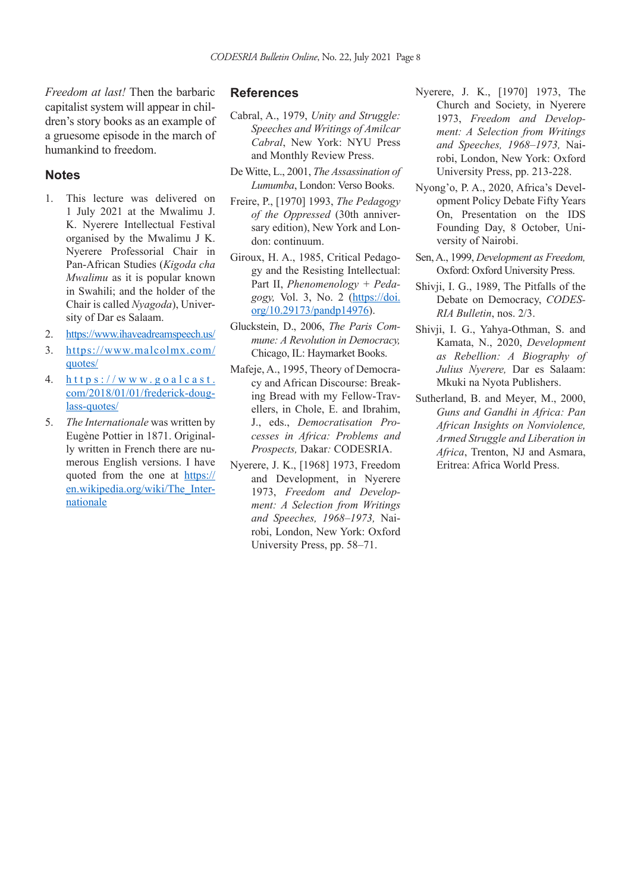*Freedom at last!* Then the barbaric capitalist system will appear in children's story books as an example of a gruesome episode in the march of humankind to freedom.

## Notes

1. This lecture was delivered on 1 July 2021 at the Mwalimu J. K. Nyerere Intellectual Festival organised by the Mwalimu J K. Nyerere Professorial Chair in Pan-African Studies (*Kigoda cha Mwalimu* as it is popular known in Swahili; and the holder of the Chair is called *Nyagoda*), University of Dar es Salaam.
2. https://www.ihaveadreamspeech.us/
3. https://www.malcolmx.com/quotes/
4. https://www.goalcast.com/2018/01/01/frederick-douglass-quotes/
5. *The Internationale* was written by Eugène Pottier in 1871. Originally written in French there are numerous English versions. I have quoted from the one at https://en.wikipedia.org/wiki/The_Internationale

## References

Cabral, A., 1979, *Unity and Struggle: Speeches and Writings of Amilcar Cabral*, New York: NYU Press and Monthly Review Press.

De Witte, L., 2001, *The Assassination of Lumumba*, London: Verso Books.

Freire, P., [1970] 1993, *The Pedagogy of the Oppressed* (30th anniversary edition), New York and London: continuum.

Giroux, H. A., 1985, Critical Pedagogy and the Resisting Intellectual: Part II, *Phenomenology + Pedagogy,* Vol. 3, No. 2 (https://doi.org/10.29173/pandp14976).

Gluckstein, D., 2006, *The Paris Commune: A Revolution in Democracy,* Chicago, IL: Haymarket Books.

Mafeje, A., 1995, Theory of Democracy and African Discourse: Breaking Bread with my Fellow-Travellers, in Chole, E. and Ibrahim, J., eds., *Democratisation Processes in Africa: Problems and Prospects,* Dakar: CODESRIA.

Nyerere, J. K., [1968] 1973, Freedom and Development, in Nyerere 1973, *Freedom and Development: A Selection from Writings and Speeches, 1968–1973,* Nairobi, London, New York: Oxford University Press, pp. 58–71.

Nyerere, J. K., [1970] 1973, The Church and Society, in Nyerere 1973, *Freedom and Development: A Selection from Writings and Speeches, 1968–1973,* Nairobi, London, New York: Oxford University Press, pp. 213-228.

Nyong'o, P. A., 2020, Africa's Development Policy Debate Fifty Years On, Presentation on the IDS Founding Day, 8 October, University of Nairobi.

Sen, A., 1999, *Development as Freedom,* Oxford: Oxford University Press.

Shivji, I. G., 1989, The Pitfalls of the Debate on Democracy, *CODESRIA Bulletin*, nos. 2/3.

Shivji, I. G., Yahya-Othman, S. and Kamata, N., 2020, *Development as Rebellion: A Biography of Julius Nyerere,* Dar es Salaam: Mkuki na Nyota Publishers.

Sutherland, B. and Meyer, M., 2000, *Guns and Gandhi in Africa: Pan African Insights on Nonviolence, Armed Struggle and Liberation in Africa*, Trenton, NJ and Asmara, Eritrea: Africa World Press.